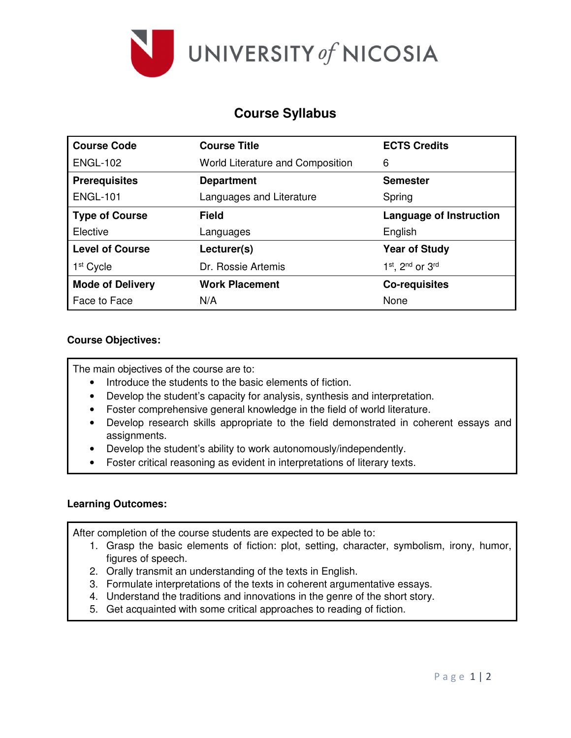UNIVERSITY of NICOSIA

# Course Syllabus

| Course Code | Course Title | ECTS Credits |
|---|---|---|
| ENGL-102 | World Literature and Composition | 6 |
| **Prerequisites** | **Department** | **Semester** |
| ENGL-101 | Languages and Literature | Spring |
| **Type of Course** | **Field** | **Language of Instruction** |
| Elective | Languages | English |
| **Level of Course** | **Lecturer(s)** | **Year of Study** |
| 1st Cycle | Dr. Rossie Artemis | 1st, 2nd or 3rd |
| **Mode of Delivery** | **Work Placement** | **Co-requisites** |
| Face to Face | N/A | None |

**Course Objectives:**

The main objectives of the course are to:

- Introduce the students to the basic elements of fiction.
- Develop the student's capacity for analysis, synthesis and interpretation.
- Foster comprehensive general knowledge in the field of world literature.
- Develop research skills appropriate to the field demonstrated in coherent essays and assignments.
- Develop the student's ability to work autonomously/independently.
- Foster critical reasoning as evident in interpretations of literary texts.

**Learning Outcomes:**

After completion of the course students are expected to be able to:

1. Grasp the basic elements of fiction: plot, setting, character, symbolism, irony, humor, figures of speech.
2. Orally transmit an understanding of the texts in English.
3. Formulate interpretations of the texts in coherent argumentative essays.
4. Understand the traditions and innovations in the genre of the short story.
5. Get acquainted with some critical approaches to reading of fiction.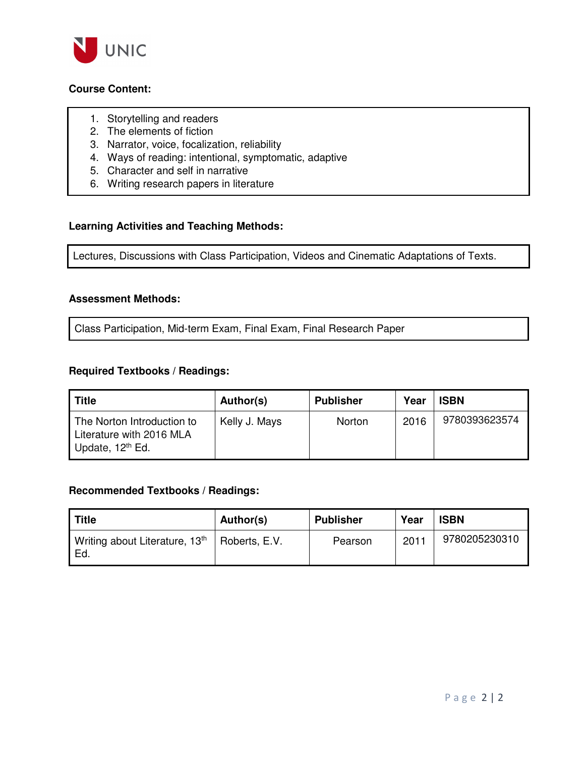**Course Content:**

1. Storytelling and readers
2. The elements of fiction
3. Narrator, voice, focalization, reliability
4. Ways of reading: intentional, symptomatic, adaptive
5. Character and self in narrative
6. Writing research papers in literature

**Learning Activities and Teaching Methods:**

Lectures, Discussions with Class Participation, Videos and Cinematic Adaptations of Texts.

**Assessment Methods:**

Class Participation, Mid-term Exam, Final Exam, Final Research Paper

**Required Textbooks / Readings:**

| Title | Author(s) | Publisher | Year | ISBN |
|---|---|---|---|---|
| The Norton Introduction to Literature with 2016 MLA Update, 12th Ed. | Kelly J. Mays | Norton | 2016 | 9780393623574 |

**Recommended Textbooks / Readings:**

| Title | Author(s) | Publisher | Year | ISBN |
|---|---|---|---|---|
| Writing about Literature, 13th Ed. | Roberts, E.V. | Pearson | 2011 | 9780205230310 |